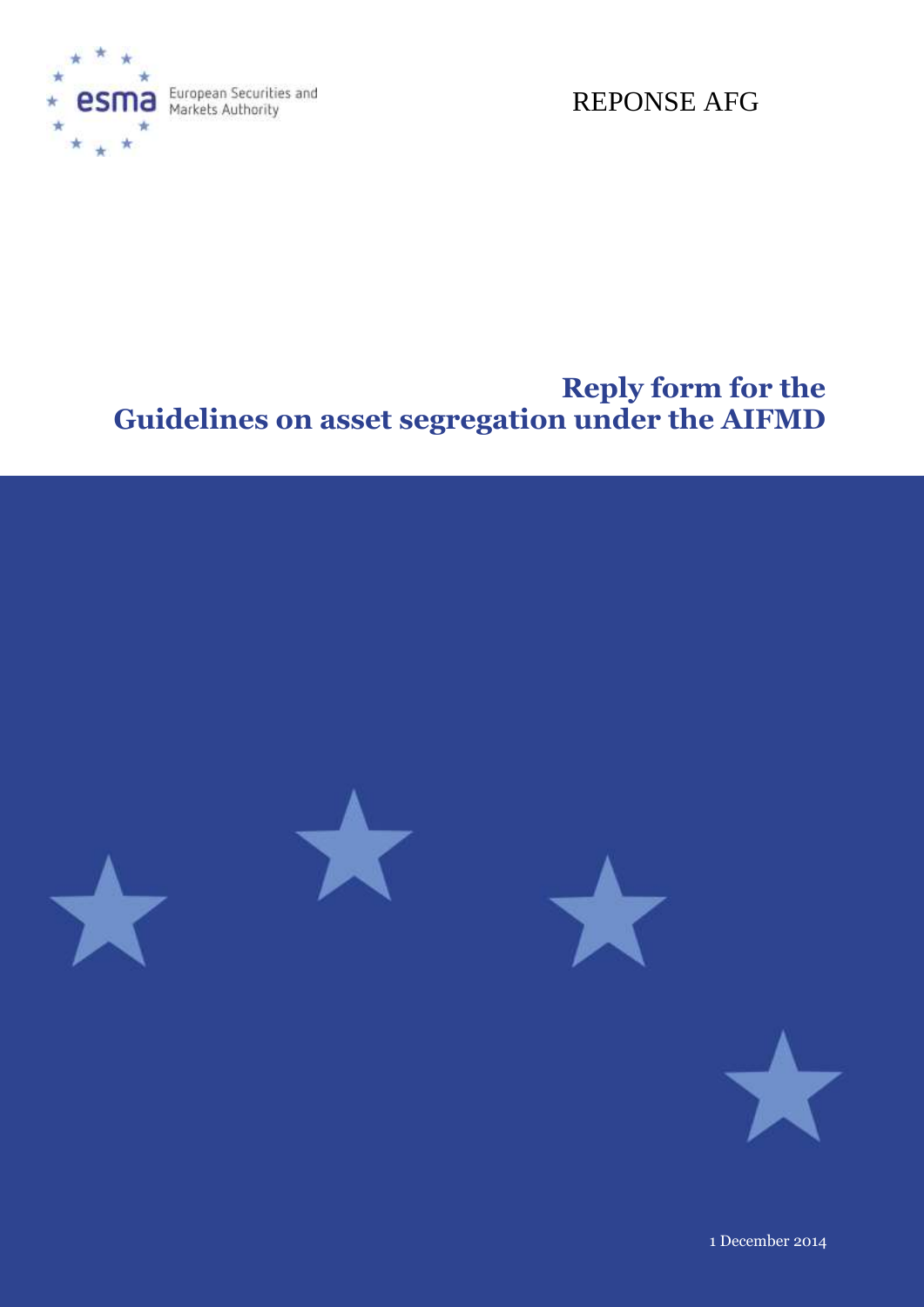European Securities and Markets Authority

REPONSE AFG

# Reply form for the Guidelines on asset segregation under the AIFMD

1 December 2014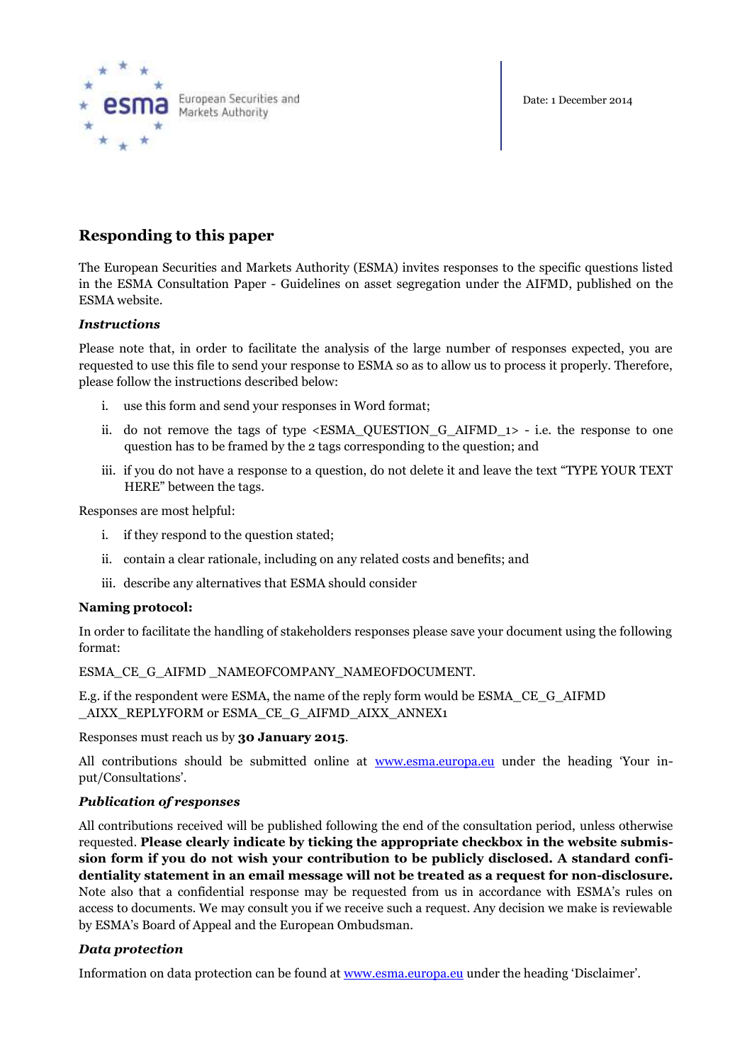Date: 1 December 2014

## Responding to this paper

The European Securities and Markets Authority (ESMA) invites responses to the specific questions listed in the ESMA Consultation Paper - Guidelines on asset segregation under the AIFMD, published on the ESMA website.

***Instructions***

Please note that, in order to facilitate the analysis of the large number of responses expected, you are requested to use this file to send your response to ESMA so as to allow us to process it properly. Therefore, please follow the instructions described below:

i. use this form and send your responses in Word format;

ii. do not remove the tags of type <ESMA_QUESTION_G_AIFMD_1> - i.e. the response to one question has to be framed by the 2 tags corresponding to the question; and

iii. if you do not have a response to a question, do not delete it and leave the text "TYPE YOUR TEXT HERE" between the tags.

Responses are most helpful:

i. if they respond to the question stated;

ii. contain a clear rationale, including on any related costs and benefits; and

iii. describe any alternatives that ESMA should consider

**Naming protocol:**

In order to facilitate the handling of stakeholders responses please save your document using the following format:

ESMA_CE_G_AIFMD _NAMEOFCOMPANY_NAMEOFDOCUMENT.

E.g. if the respondent were ESMA, the name of the reply form would be ESMA_CE_G_AIFMD _AIXX_REPLYFORM or ESMA_CE_G_AIFMD_AIXX_ANNEX1

Responses must reach us by **30 January 2015**.

All contributions should be submitted online at [www.esma.europa.eu](http://www.esma.europa.eu) under the heading 'Your input/Consultations'.

***Publication of responses***

All contributions received will be published following the end of the consultation period, unless otherwise requested. **Please clearly indicate by ticking the appropriate checkbox in the website submission form if you do not wish your contribution to be publicly disclosed. A standard confidentiality statement in an email message will not be treated as a request for non-disclosure.** Note also that a confidential response may be requested from us in accordance with ESMA's rules on access to documents. We may consult you if we receive such a request. Any decision we make is reviewable by ESMA's Board of Appeal and the European Ombudsman.

***Data protection***

Information on data protection can be found at [www.esma.europa.eu](http://www.esma.europa.eu) under the heading 'Disclaimer'.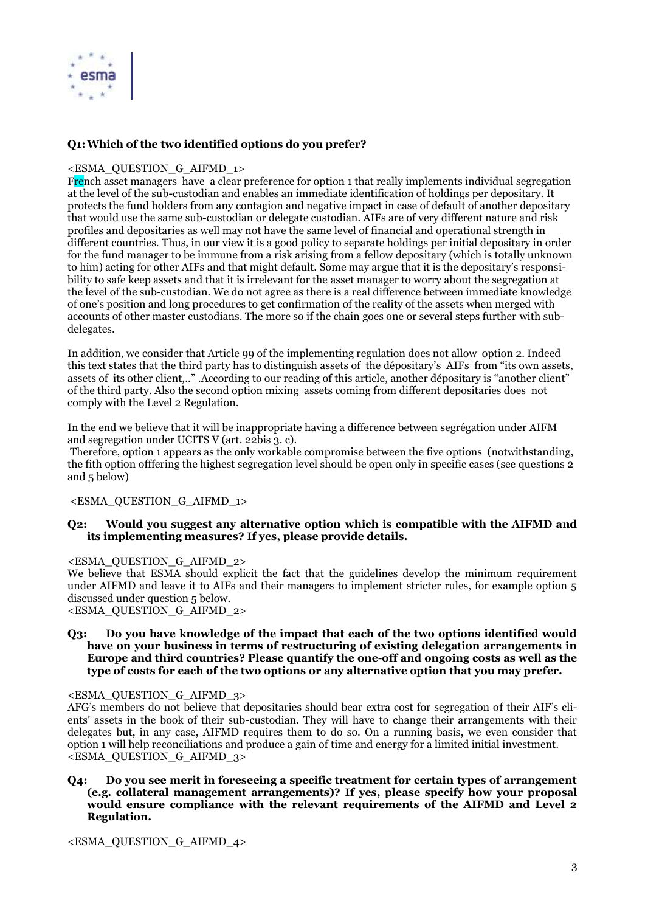**Q1: Which of the two identified options do you prefer?**

<ESMA_QUESTION_G_AIFMD_1>

French asset managers have a clear preference for option 1 that really implements individual segregation at the level of the sub-custodian and enables an immediate identification of holdings per depositary. It protects the fund holders from any contagion and negative impact in case of default of another depositary that would use the same sub-custodian or delegate custodian. AIFs are of very different nature and risk profiles and depositaries as well may not have the same level of financial and operational strength in different countries. Thus, in our view it is a good policy to separate holdings per initial depositary in order for the fund manager to be immune from a risk arising from a fellow depositary (which is totally unknown to him) acting for other AIFs and that might default. Some may argue that it is the depositary's responsibility to safe keep assets and that it is irrelevant for the asset manager to worry about the segregation at the level of the sub-custodian. We do not agree as there is a real difference between immediate knowledge of one's position and long procedures to get confirmation of the reality of the assets when merged with accounts of other master custodians. The more so if the chain goes one or several steps further with sub-delegates.

In addition, we consider that Article 99 of the implementing regulation does not allow option 2. Indeed this text states that the third party has to distinguish assets of the dépositary's AIFs from "its own assets, assets of its other client,.." .According to our reading of this article, another dépositary is "another client" of the third party. Also the second option mixing assets coming from different depositaries does not comply with the Level 2 Regulation.

In the end we believe that it will be inappropriate having a difference between segrégation under AIFM and segregation under UCITS V (art. 22bis 3. c).

Therefore, option 1 appears as the only workable compromise between the five options (notwithstanding, the fith option offfering the highest segregation level should be open only in specific cases (see questions 2 and 5 below)

<ESMA_QUESTION_G_AIFMD_1>

**Q2: Would you suggest any alternative option which is compatible with the AIFMD and its implementing measures? If yes, please provide details.**

<ESMA_QUESTION_G_AIFMD_2>

We believe that ESMA should explicit the fact that the guidelines develop the minimum requirement under AIFMD and leave it to AIFs and their managers to implement stricter rules, for example option 5 discussed under question 5 below.

<ESMA_QUESTION_G_AIFMD_2>

**Q3: Do you have knowledge of the impact that each of the two options identified would have on your business in terms of restructuring of existing delegation arrangements in Europe and third countries? Please quantify the one-off and ongoing costs as well as the type of costs for each of the two options or any alternative option that you may prefer.**

<ESMA_QUESTION_G_AIFMD_3>

AFG's members do not believe that depositaries should bear extra cost for segregation of their AIF's clients' assets in the book of their sub-custodian. They will have to change their arrangements with their delegates but, in any case, AIFMD requires them to do so. On a running basis, we even consider that option 1 will help reconciliations and produce a gain of time and energy for a limited initial investment.

<ESMA_QUESTION_G_AIFMD_3>

**Q4: Do you see merit in foreseeing a specific treatment for certain types of arrangement (e.g. collateral management arrangements)? If yes, please specify how your proposal would ensure compliance with the relevant requirements of the AIFMD and Level 2 Regulation.**

<ESMA_QUESTION_G_AIFMD_4>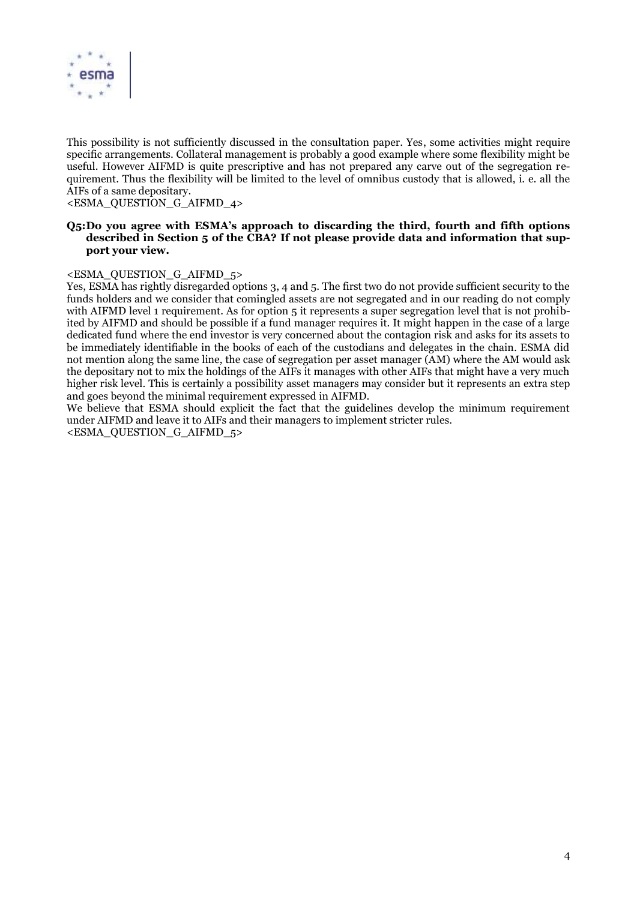This possibility is not sufficiently discussed in the consultation paper. Yes, some activities might require specific arrangements. Collateral management is probably a good example where some flexibility might be useful. However AIFMD is quite prescriptive and has not prepared any carve out of the segregation requirement. Thus the flexibility will be limited to the level of omnibus custody that is allowed, i. e. all the AIFs of a same depositary.

<ESMA_QUESTION_G_AIFMD_4>

**Q5:Do you agree with ESMA's approach to discarding the third, fourth and fifth options described in Section 5 of the CBA? If not please provide data and information that support your view.**

<ESMA_QUESTION_G_AIFMD_5>

Yes, ESMA has rightly disregarded options 3, 4 and 5. The first two do not provide sufficient security to the funds holders and we consider that comingled assets are not segregated and in our reading do not comply with AIFMD level 1 requirement. As for option 5 it represents a super segregation level that is not prohibited by AIFMD and should be possible if a fund manager requires it. It might happen in the case of a large dedicated fund where the end investor is very concerned about the contagion risk and asks for its assets to be immediately identifiable in the books of each of the custodians and delegates in the chain. ESMA did not mention along the same line, the case of segregation per asset manager (AM) where the AM would ask the depositary not to mix the holdings of the AIFs it manages with other AIFs that might have a very much higher risk level. This is certainly a possibility asset managers may consider but it represents an extra step and goes beyond the minimal requirement expressed in AIFMD.

We believe that ESMA should explicit the fact that the guidelines develop the minimum requirement under AIFMD and leave it to AIFs and their managers to implement stricter rules.

<ESMA_QUESTION_G_AIFMD_5>